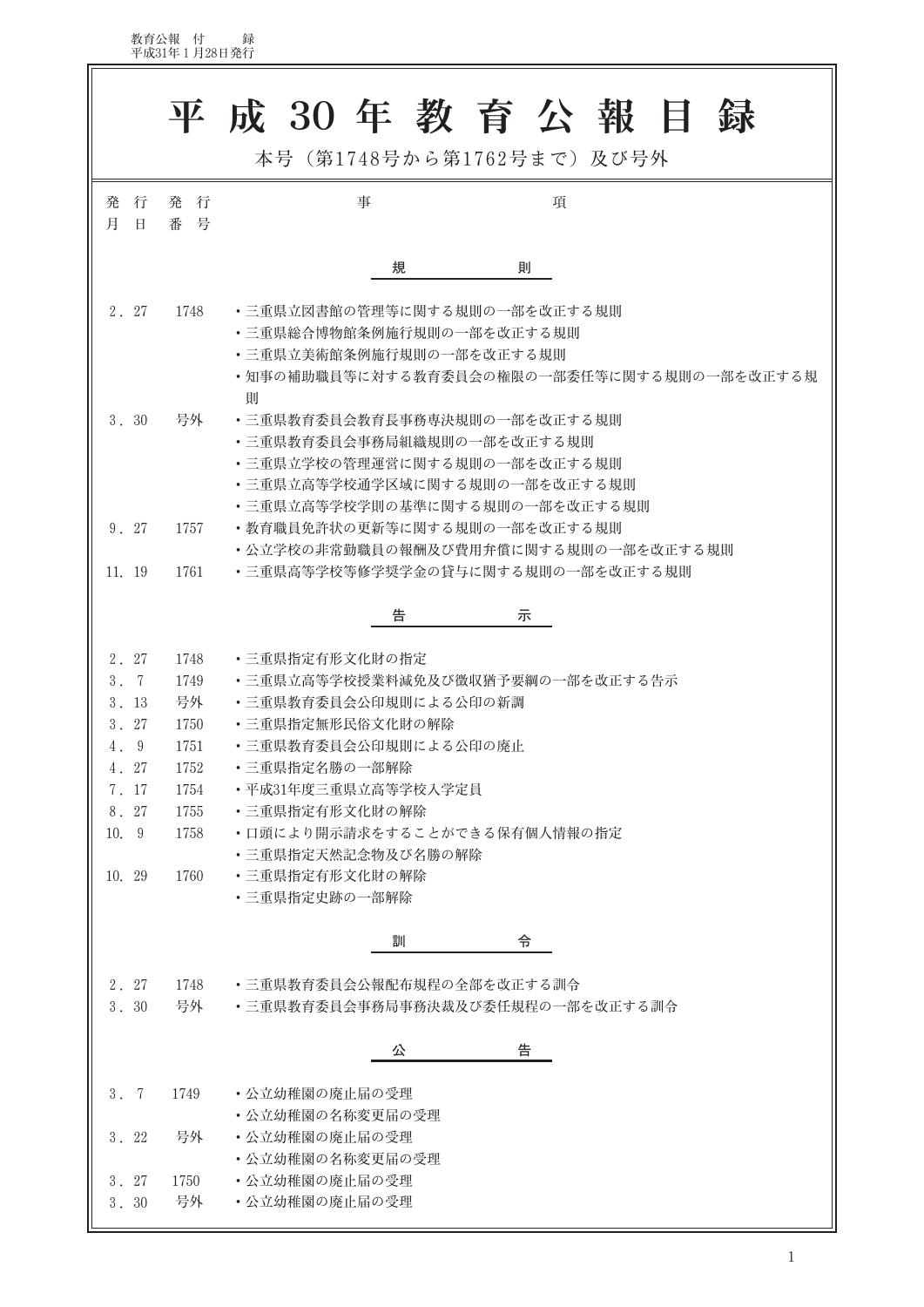教育公報　付　　録
平成31年１月28日発行

# 平成30年教育公報目録

本号（第1748号から第1762号まで）及び号外

| 発行月日 | 発行番号 | 事項 |
|---|---|---|
| | | **規則** |
| 2．27 | 1748 | ・三重県立図書館の管理等に関する規則の一部を改正する規則 |
| | | ・三重県総合博物館条例施行規則の一部を改正する規則 |
| | | ・三重県立美術館条例施行規則の一部を改正する規則 |
| | | ・知事の補助職員等に対する教育委員会の権限の一部委任等に関する規則の一部を改正する規則 |
| 3．30 | 号外 | ・三重県教育委員会教育長事務専決規則の一部を改正する規則 |
| | | ・三重県教育委員会事務局組織規則の一部を改正する規則 |
| | | ・三重県立学校の管理運営に関する規則の一部を改正する規則 |
| | | ・三重県立高等学校通学区域に関する規則の一部を改正する規則 |
| | | ・三重県立高等学校学則の基準に関する規則の一部を改正する規則 |
| 9．27 | 1757 | ・教育職員免許状の更新等に関する規則の一部を改正する規則 |
| | | ・公立学校の非常勤職員の報酬及び費用弁償に関する規則の一部を改正する規則 |
| 11．19 | 1761 | ・三重県高等学校等修学奨学金の貸与に関する規則の一部を改正する規則 |
| | | **告示** |
| 2．27 | 1748 | ・三重県指定有形文化財の指定 |
| 3．7 | 1749 | ・三重県立高等学校授業料減免及び徴収猶予要綱の一部を改正する告示 |
| 3．13 | 号外 | ・三重県教育委員会公印規則による公印の新調 |
| 3．27 | 1750 | ・三重県指定無形民俗文化財の解除 |
| 4．9 | 1751 | ・三重県教育委員会公印規則による公印の廃止 |
| 4．27 | 1752 | ・三重県指定名勝の一部解除 |
| 7．17 | 1754 | ・平成31年度三重県立高等学校入学定員 |
| 8．27 | 1755 | ・三重県指定有形文化財の解除 |
| 10．9 | 1758 | ・口頭により開示請求をすることができる保有個人情報の指定 |
| | | ・三重県指定天然記念物及び名勝の解除 |
| 10．29 | 1760 | ・三重県指定有形文化財の解除 |
| | | ・三重県指定史跡の一部解除 |
| | | **訓令** |
| 2．27 | 1748 | ・三重県教育委員会公報配布規程の全部を改正する訓令 |
| 3．30 | 号外 | ・三重県教育委員会事務局事務決裁及び委任規程の一部を改正する訓令 |
| | | **公告** |
| 3．7 | 1749 | ・公立幼稚園の廃止届の受理 |
| | | ・公立幼稚園の名称変更届の受理 |
| 3．22 | 号外 | ・公立幼稚園の廃止届の受理 |
| | | ・公立幼稚園の名称変更届の受理 |
| 3．27 | 1750 | ・公立幼稚園の廃止届の受理 |
| 3．30 | 号外 | ・公立幼稚園の廃止届の受理 |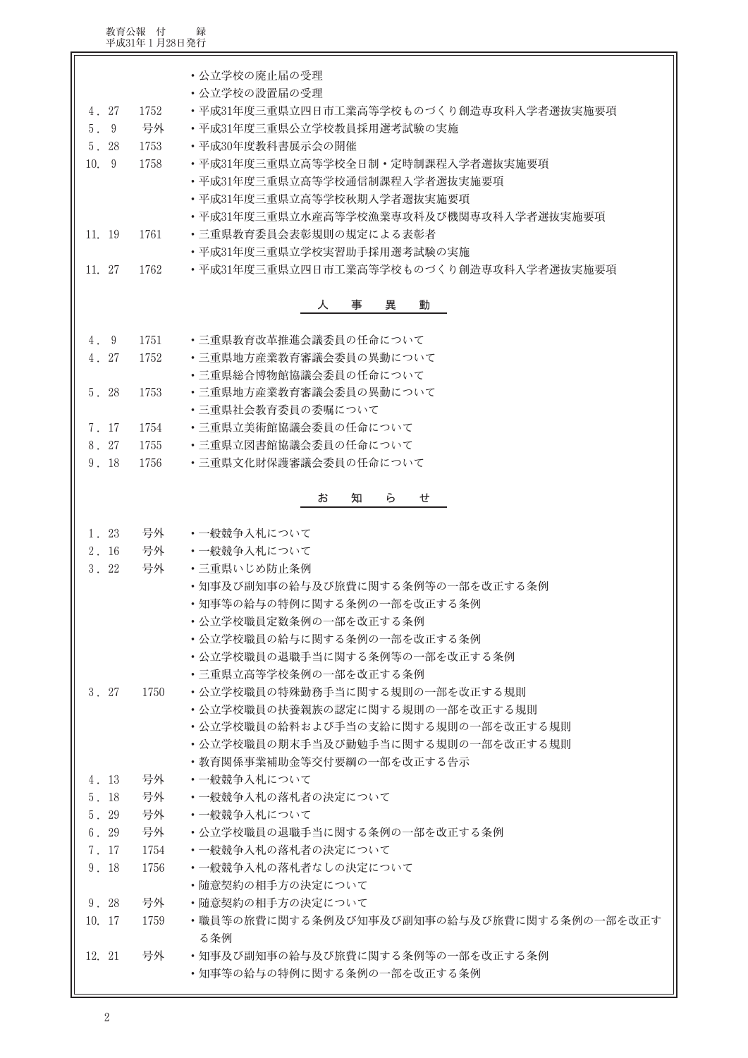| | | |
|---|---|---|
| | | ・公立学校の廃止届の受理 |
| | | ・公立学校の設置届の受理 |
| 4．27 | 1752 | ・平成31年度三重県立四日市工業高等学校ものづくり創造専攻科入学者選抜実施要項 |
| 5．9 | 号外 | ・平成31年度三重県公立学校教員採用選考試験の実施 |
| 5．28 | 1753 | ・平成30年度教科書展示会の開催 |
| 10．9 | 1758 | ・平成31年度三重県立高等学校全日制・定時制課程入学者選抜実施要項 |
| | | ・平成31年度三重県立高等学校通信制課程入学者選抜実施要項 |
| | | ・平成31年度三重県立高等学校秋期入学者選抜実施要項 |
| | | ・平成31年度三重県立水産高等学校漁業専攻科及び機関専攻科入学者選抜実施要項 |
| 11．19 | 1761 | ・三重県教育委員会表彰規則の規定による表彰者 |
| | | ・平成31年度三重県立学校実習助手採用選考試験の実施 |
| 11．27 | 1762 | ・平成31年度三重県立四日市工業高等学校ものづくり創造専攻科入学者選抜実施要項 |

## 人　事　異　動

| | | |
|---|---|---|
| 4．9 | 1751 | ・三重県教育改革推進会議委員の任命について |
| 4．27 | 1752 | ・三重県地方産業教育審議会委員の異動について |
| | | ・三重県総合博物館協議会委員の任命について |
| 5．28 | 1753 | ・三重県地方産業教育審議会委員の異動について |
| | | ・三重県社会教育委員の委嘱について |
| 7．17 | 1754 | ・三重県立美術館協議会委員の任命について |
| 8．27 | 1755 | ・三重県立図書館協議会委員の任命について |
| 9．18 | 1756 | ・三重県文化財保護審議会委員の任命について |

## お　知　ら　せ

| | | |
|---|---|---|
| 1．23 | 号外 | ・一般競争入札について |
| 2．16 | 号外 | ・一般競争入札について |
| 3．22 | 号外 | ・三重県いじめ防止条例 |
| | | ・知事及び副知事の給与及び旅費に関する条例等の一部を改正する条例 |
| | | ・知事等の給与の特例に関する条例の一部を改正する条例 |
| | | ・公立学校職員定数条例の一部を改正する条例 |
| | | ・公立学校職員の給与に関する条例の一部を改正する条例 |
| | | ・公立学校職員の退職手当に関する条例等の一部を改正する条例 |
| | | ・三重県立高等学校条例の一部を改正する条例 |
| 3．27 | 1750 | ・公立学校職員の特殊勤務手当に関する規則の一部を改正する規則 |
| | | ・公立学校職員の扶養親族の認定に関する規則の一部を改正する規則 |
| | | ・公立学校職員の給料および手当の支給に関する規則の一部を改正する規則 |
| | | ・公立学校職員の期末手当及び勤勉手当に関する規則の一部を改正する規則 |
| | | ・教育関係事業補助金等交付要綱の一部を改正する告示 |
| 4．13 | 号外 | ・一般競争入札について |
| 5．18 | 号外 | ・一般競争入札の落札者の決定について |
| 5．29 | 号外 | ・一般競争入札について |
| 6．29 | 号外 | ・公立学校職員の退職手当に関する条例の一部を改正する条例 |
| 7．17 | 1754 | ・一般競争入札の落札者の決定について |
| 9．18 | 1756 | ・一般競争入札の落札者なしの決定について |
| | | ・随意契約の相手方の決定について |
| 9．28 | 号外 | ・随意契約の相手方の決定について |
| 10．17 | 1759 | ・職員等の旅費に関する条例及び知事及び副知事の給与及び旅費に関する条例の一部を改正する条例 |
| 12．21 | 号外 | ・知事及び副知事の給与及び旅費に関する条例等の一部を改正する条例 |
| | | ・知事等の給与の特例に関する条例の一部を改正する条例 |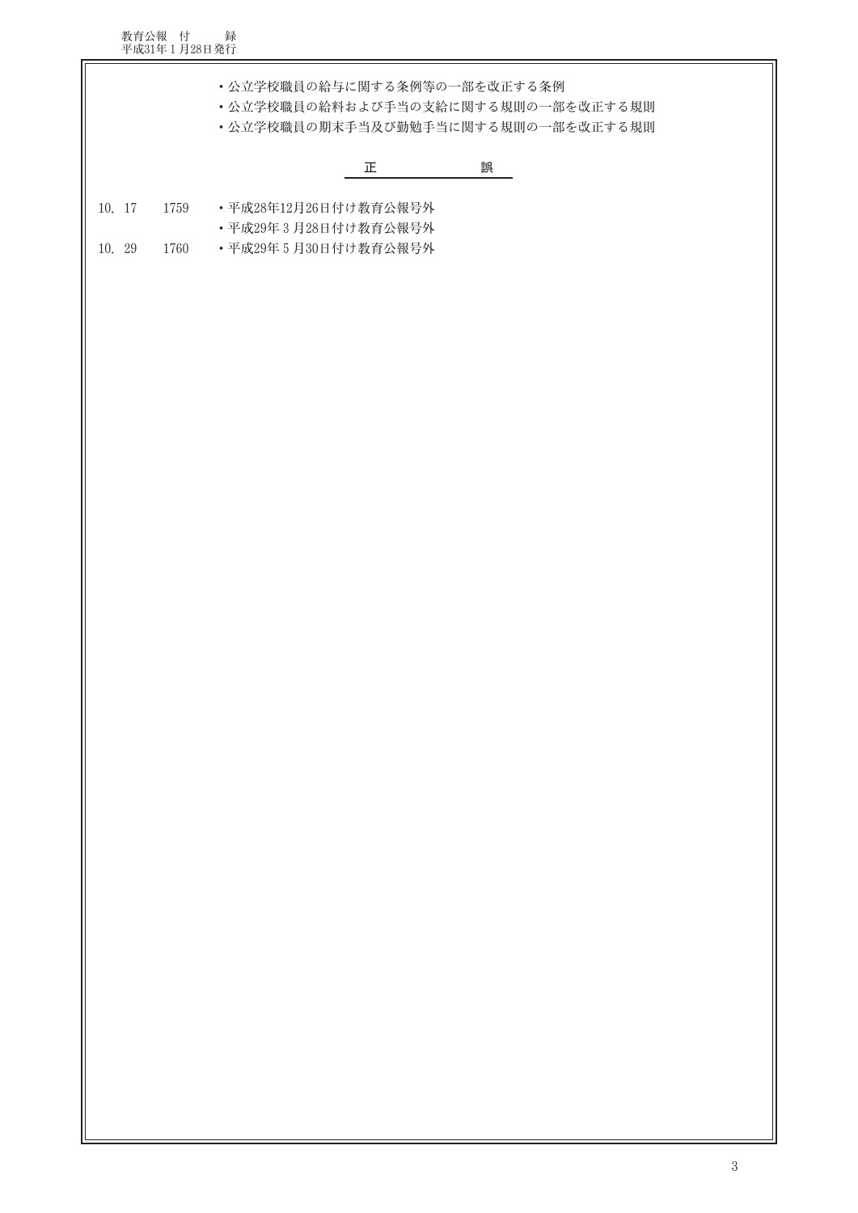・公立学校職員の給与に関する条例等の一部を改正する条例
・公立学校職員の給料および手当の支給に関する規則の一部を改正する規則
・公立学校職員の期末手当及び勤勉手当に関する規則の一部を改正する規則

**正　　　誤**

10. 17　1759　・平成28年12月26日付け教育公報号外
　　　　　　　・平成29年３月28日付け教育公報号外
10. 29　1760　・平成29年５月30日付け教育公報号外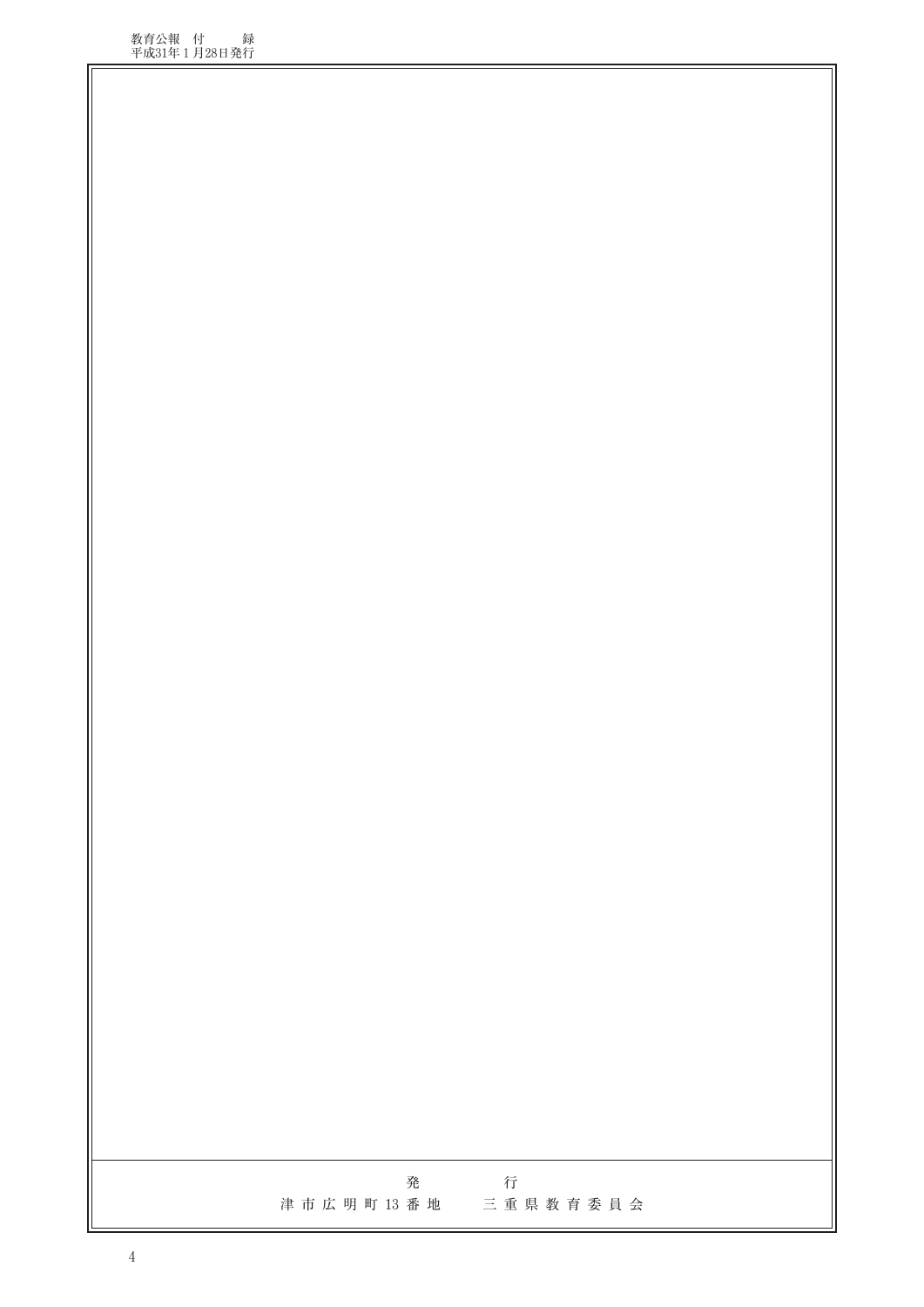発　　　行

津市広明町13番地　　三重県教育委員会